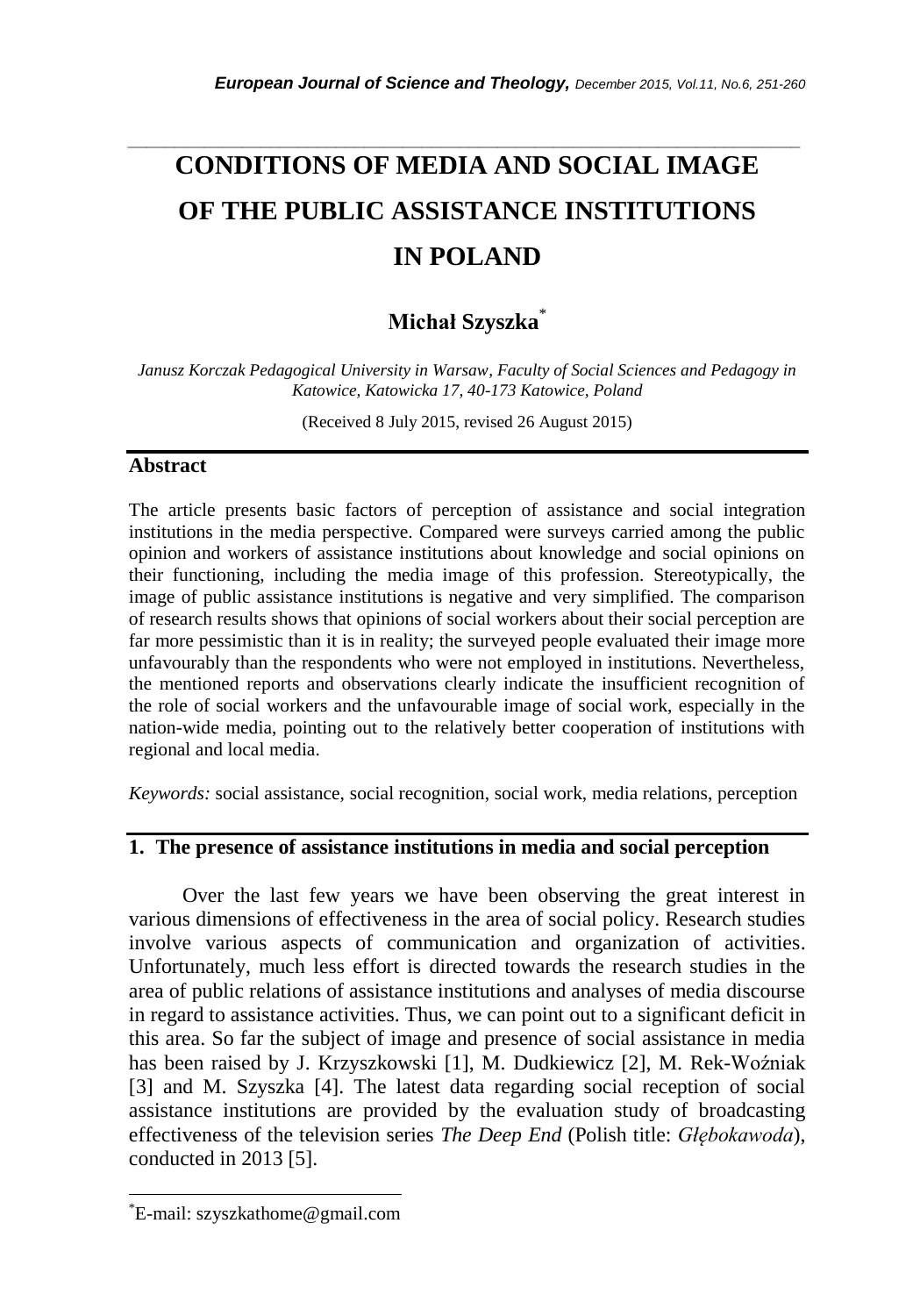# CONDITIONS OF MEDIA AND SOCIAL IMAGE OF THE PUBLIC ASSISTANCE INSTITUTIONS IN POLAND

**Michał Szyszka***

*Janusz Korczak Pedagogical University in Warsaw, Faculty of Social Sciences and Pedagogy in Katowice, Katowicka 17, 40-173 Katowice, Poland*

(Received 8 July 2015, revised 26 August 2015)

## Abstract

The article presents basic factors of perception of assistance and social integration institutions in the media perspective. Compared were surveys carried among the public opinion and workers of assistance institutions about knowledge and social opinions on their functioning, including the media image of this profession. Stereotypically, the image of public assistance institutions is negative and very simplified. The comparison of research results shows that opinions of social workers about their social perception are far more pessimistic than it is in reality; the surveyed people evaluated their image more unfavourably than the respondents who were not employed in institutions. Nevertheless, the mentioned reports and observations clearly indicate the insufficient recognition of the role of social workers and the unfavourable image of social work, especially in the nation-wide media, pointing out to the relatively better cooperation of institutions with regional and local media.

*Keywords:* social assistance, social recognition, social work, media relations, perception

## 1. The presence of assistance institutions in media and social perception

Over the last few years we have been observing the great interest in various dimensions of effectiveness in the area of social policy. Research studies involve various aspects of communication and organization of activities. Unfortunately, much less effort is directed towards the research studies in the area of public relations of assistance institutions and analyses of media discourse in regard to assistance activities. Thus, we can point out to a significant deficit in this area. So far the subject of image and presence of social assistance in media has been raised by J. Krzyszkowski [1], M. Dudkiewicz [2], M. Rek-Woźniak [3] and M. Szyszka [4]. The latest data regarding social reception of social assistance institutions are provided by the evaluation study of broadcasting effectiveness of the television series *The Deep End* (Polish title: *Głębokawoda*), conducted in 2013 [5].

*E-mail: szyszkathome@gmail.com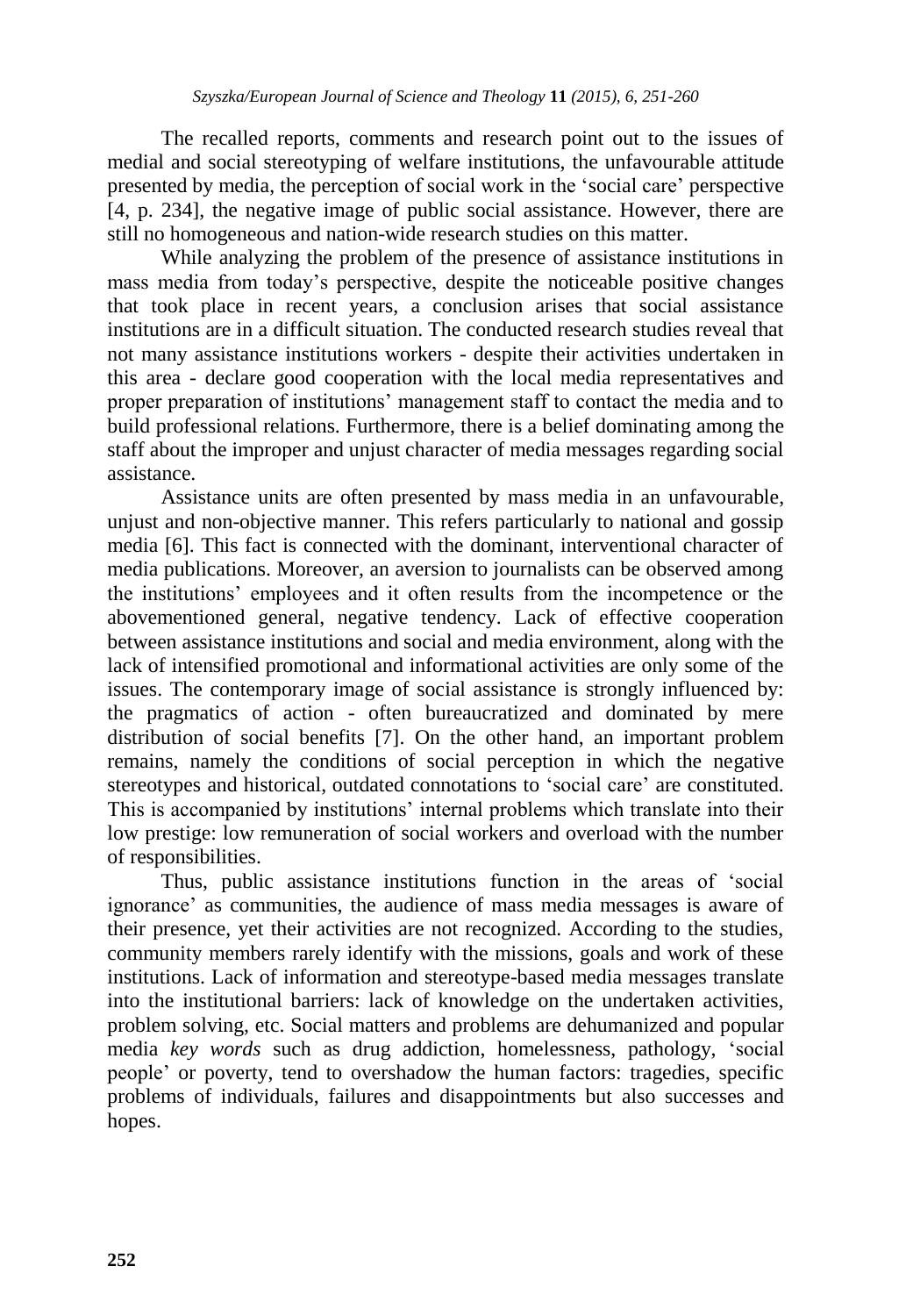The recalled reports, comments and research point out to the issues of medial and social stereotyping of welfare institutions, the unfavourable attitude presented by media, the perception of social work in the 'social care' perspective [4, p. 234], the negative image of public social assistance. However, there are still no homogeneous and nation-wide research studies on this matter.

While analyzing the problem of the presence of assistance institutions in mass media from today's perspective, despite the noticeable positive changes that took place in recent years, a conclusion arises that social assistance institutions are in a difficult situation. The conducted research studies reveal that not many assistance institutions workers - despite their activities undertaken in this area - declare good cooperation with the local media representatives and proper preparation of institutions' management staff to contact the media and to build professional relations. Furthermore, there is a belief dominating among the staff about the improper and unjust character of media messages regarding social assistance.

Assistance units are often presented by mass media in an unfavourable, unjust and non-objective manner. This refers particularly to national and gossip media [6]. This fact is connected with the dominant, interventional character of media publications. Moreover, an aversion to journalists can be observed among the institutions' employees and it often results from the incompetence or the abovementioned general, negative tendency. Lack of effective cooperation between assistance institutions and social and media environment, along with the lack of intensified promotional and informational activities are only some of the issues. The contemporary image of social assistance is strongly influenced by: the pragmatics of action - often bureaucratized and dominated by mere distribution of social benefits [7]. On the other hand, an important problem remains, namely the conditions of social perception in which the negative stereotypes and historical, outdated connotations to 'social care' are constituted. This is accompanied by institutions' internal problems which translate into their low prestige: low remuneration of social workers and overload with the number of responsibilities.

Thus, public assistance institutions function in the areas of 'social ignorance' as communities, the audience of mass media messages is aware of their presence, yet their activities are not recognized. According to the studies, community members rarely identify with the missions, goals and work of these institutions. Lack of information and stereotype-based media messages translate into the institutional barriers: lack of knowledge on the undertaken activities, problem solving, etc. Social matters and problems are dehumanized and popular media *key words* such as drug addiction, homelessness, pathology, 'social people' or poverty, tend to overshadow the human factors: tragedies, specific problems of individuals, failures and disappointments but also successes and hopes.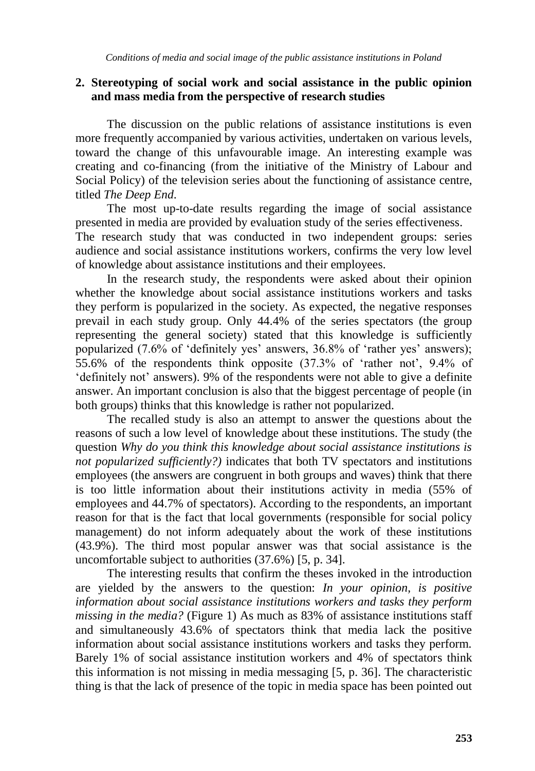## 2. Stereotyping of social work and social assistance in the public opinion and mass media from the perspective of research studies

The discussion on the public relations of assistance institutions is even more frequently accompanied by various activities, undertaken on various levels, toward the change of this unfavourable image. An interesting example was creating and co-financing (from the initiative of the Ministry of Labour and Social Policy) of the television series about the functioning of assistance centre, titled *The Deep End*.

The most up-to-date results regarding the image of social assistance presented in media are provided by evaluation study of the series effectiveness. The research study that was conducted in two independent groups: series audience and social assistance institutions workers, confirms the very low level of knowledge about assistance institutions and their employees.

In the research study, the respondents were asked about their opinion whether the knowledge about social assistance institutions workers and tasks they perform is popularized in the society. As expected, the negative responses prevail in each study group. Only 44.4% of the series spectators (the group representing the general society) stated that this knowledge is sufficiently popularized (7.6% of 'definitely yes' answers, 36.8% of 'rather yes' answers); 55.6% of the respondents think opposite (37.3% of 'rather not', 9.4% of 'definitely not' answers). 9% of the respondents were not able to give a definite answer. An important conclusion is also that the biggest percentage of people (in both groups) thinks that this knowledge is rather not popularized.

The recalled study is also an attempt to answer the questions about the reasons of such a low level of knowledge about these institutions. The study (the question *Why do you think this knowledge about social assistance institutions is not popularized sufficiently?)* indicates that both TV spectators and institutions employees (the answers are congruent in both groups and waves) think that there is too little information about their institutions activity in media (55% of employees and 44.7% of spectators). According to the respondents, an important reason for that is the fact that local governments (responsible for social policy management) do not inform adequately about the work of these institutions (43.9%). The third most popular answer was that social assistance is the uncomfortable subject to authorities (37.6%) [5, p. 34].

The interesting results that confirm the theses invoked in the introduction are yielded by the answers to the question: *In your opinion, is positive information about social assistance institutions workers and tasks they perform missing in the media?* (Figure 1) As much as 83% of assistance institutions staff and simultaneously 43.6% of spectators think that media lack the positive information about social assistance institutions workers and tasks they perform. Barely 1% of social assistance institution workers and 4% of spectators think this information is not missing in media messaging [5, p. 36]. The characteristic thing is that the lack of presence of the topic in media space has been pointed out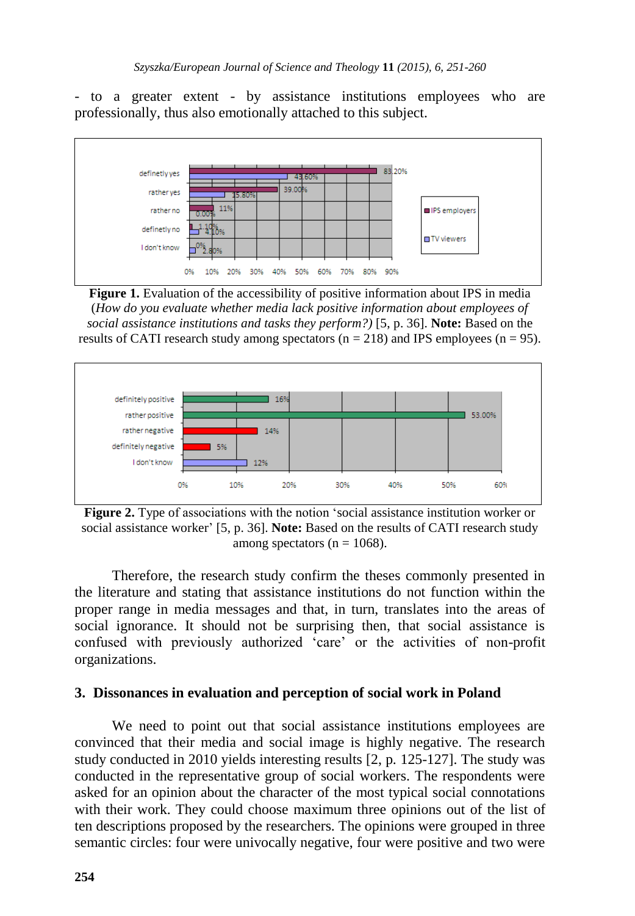- to a greater extent - by assistance institutions employees who are professionally, thus also emotionally attached to this subject.

**Figure 1.** Evaluation of the accessibility of positive information about IPS in media (*How do you evaluate whether media lack positive information about employees of social assistance institutions and tasks they perform?)* [5, p. 36]. **Note:** Based on the results of CATI research study among spectators (n = 218) and IPS employees (n = 95).

**Figure 2.** Type of associations with the notion 'social assistance institution worker or social assistance worker' [5, p. 36]. **Note:** Based on the results of CATI research study among spectators (n = 1068).

Therefore, the research study confirm the theses commonly presented in the literature and stating that assistance institutions do not function within the proper range in media messages and that, in turn, translates into the areas of social ignorance. It should not be surprising then, that social assistance is confused with previously authorized 'care' or the activities of non-profit organizations.

## 3. Dissonances in evaluation and perception of social work in Poland

We need to point out that social assistance institutions employees are convinced that their media and social image is highly negative. The research study conducted in 2010 yields interesting results [2, p. 125-127]. The study was conducted in the representative group of social workers. The respondents were asked for an opinion about the character of the most typical social connotations with their work. They could choose maximum three opinions out of the list of ten descriptions proposed by the researchers. The opinions were grouped in three semantic circles: four were univocally negative, four were positive and two were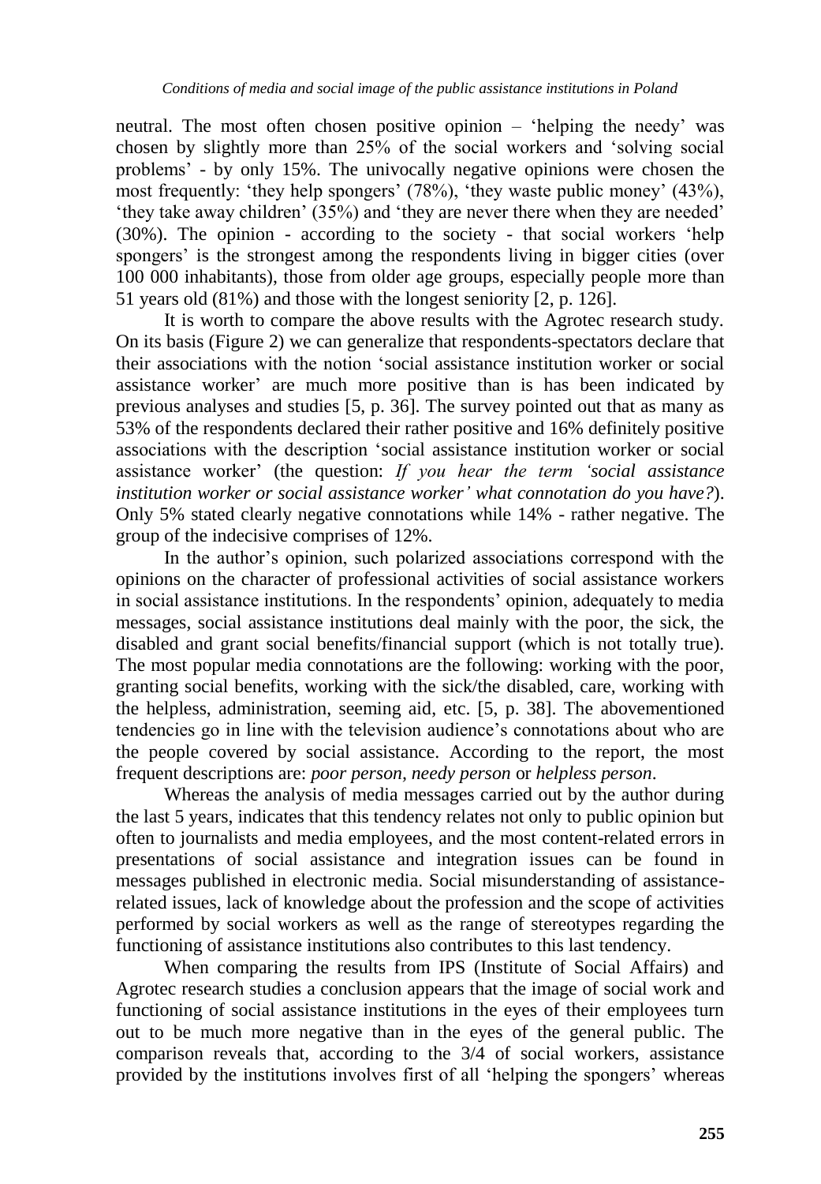neutral. The most often chosen positive opinion – 'helping the needy' was chosen by slightly more than 25% of the social workers and 'solving social problems' - by only 15%. The univocally negative opinions were chosen the most frequently: 'they help spongers' (78%), 'they waste public money' (43%), 'they take away children' (35%) and 'they are never there when they are needed' (30%). The opinion - according to the society - that social workers 'help spongers' is the strongest among the respondents living in bigger cities (over 100 000 inhabitants), those from older age groups, especially people more than 51 years old (81%) and those with the longest seniority [2, p. 126].

It is worth to compare the above results with the Agrotec research study. On its basis (Figure 2) we can generalize that respondents-spectators declare that their associations with the notion 'social assistance institution worker or social assistance worker' are much more positive than is has been indicated by previous analyses and studies [5, p. 36]. The survey pointed out that as many as 53% of the respondents declared their rather positive and 16% definitely positive associations with the description 'social assistance institution worker or social assistance worker' (the question: *If you hear the term 'social assistance institution worker or social assistance worker' what connotation do you have?*). Only 5% stated clearly negative connotations while 14% - rather negative. The group of the indecisive comprises of 12%.

In the author's opinion, such polarized associations correspond with the opinions on the character of professional activities of social assistance workers in social assistance institutions. In the respondents' opinion, adequately to media messages, social assistance institutions deal mainly with the poor, the sick, the disabled and grant social benefits/financial support (which is not totally true). The most popular media connotations are the following: working with the poor, granting social benefits, working with the sick/the disabled, care, working with the helpless, administration, seeming aid, etc. [5, p. 38]. The abovementioned tendencies go in line with the television audience's connotations about who are the people covered by social assistance. According to the report, the most frequent descriptions are: *poor person*, *needy person* or *helpless person*.

Whereas the analysis of media messages carried out by the author during the last 5 years, indicates that this tendency relates not only to public opinion but often to journalists and media employees, and the most content-related errors in presentations of social assistance and integration issues can be found in messages published in electronic media. Social misunderstanding of assistance-related issues, lack of knowledge about the profession and the scope of activities performed by social workers as well as the range of stereotypes regarding the functioning of assistance institutions also contributes to this last tendency.

When comparing the results from IPS (Institute of Social Affairs) and Agrotec research studies a conclusion appears that the image of social work and functioning of social assistance institutions in the eyes of their employees turn out to be much more negative than in the eyes of the general public. The comparison reveals that, according to the 3/4 of social workers, assistance provided by the institutions involves first of all 'helping the spongers' whereas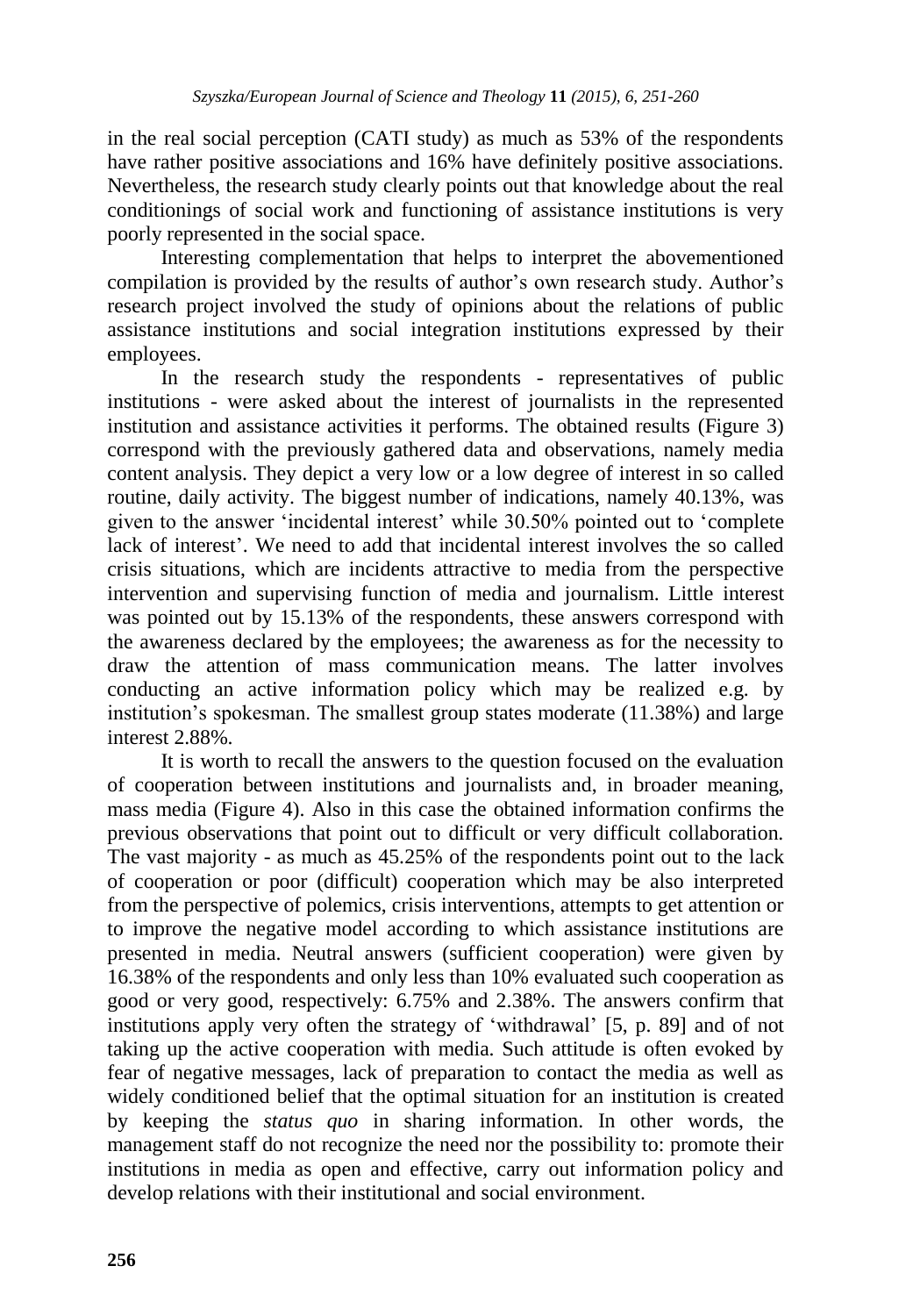in the real social perception (CATI study) as much as 53% of the respondents have rather positive associations and 16% have definitely positive associations. Nevertheless, the research study clearly points out that knowledge about the real conditionings of social work and functioning of assistance institutions is very poorly represented in the social space.

Interesting complementation that helps to interpret the abovementioned compilation is provided by the results of author's own research study. Author's research project involved the study of opinions about the relations of public assistance institutions and social integration institutions expressed by their employees.

In the research study the respondents - representatives of public institutions - were asked about the interest of journalists in the represented institution and assistance activities it performs. The obtained results (Figure 3) correspond with the previously gathered data and observations, namely media content analysis. They depict a very low or a low degree of interest in so called routine, daily activity. The biggest number of indications, namely 40.13%, was given to the answer 'incidental interest' while 30.50% pointed out to 'complete lack of interest'. We need to add that incidental interest involves the so called crisis situations, which are incidents attractive to media from the perspective intervention and supervising function of media and journalism. Little interest was pointed out by 15.13% of the respondents, these answers correspond with the awareness declared by the employees; the awareness as for the necessity to draw the attention of mass communication means. The latter involves conducting an active information policy which may be realized e.g. by institution's spokesman. The smallest group states moderate (11.38%) and large interest 2.88%.

It is worth to recall the answers to the question focused on the evaluation of cooperation between institutions and journalists and, in broader meaning, mass media (Figure 4). Also in this case the obtained information confirms the previous observations that point out to difficult or very difficult collaboration. The vast majority - as much as 45.25% of the respondents point out to the lack of cooperation or poor (difficult) cooperation which may be also interpreted from the perspective of polemics, crisis interventions, attempts to get attention or to improve the negative model according to which assistance institutions are presented in media. Neutral answers (sufficient cooperation) were given by 16.38% of the respondents and only less than 10% evaluated such cooperation as good or very good, respectively: 6.75% and 2.38%. The answers confirm that institutions apply very often the strategy of 'withdrawal' [5, p. 89] and of not taking up the active cooperation with media. Such attitude is often evoked by fear of negative messages, lack of preparation to contact the media as well as widely conditioned belief that the optimal situation for an institution is created by keeping the *status quo* in sharing information. In other words, the management staff do not recognize the need nor the possibility to: promote their institutions in media as open and effective, carry out information policy and develop relations with their institutional and social environment.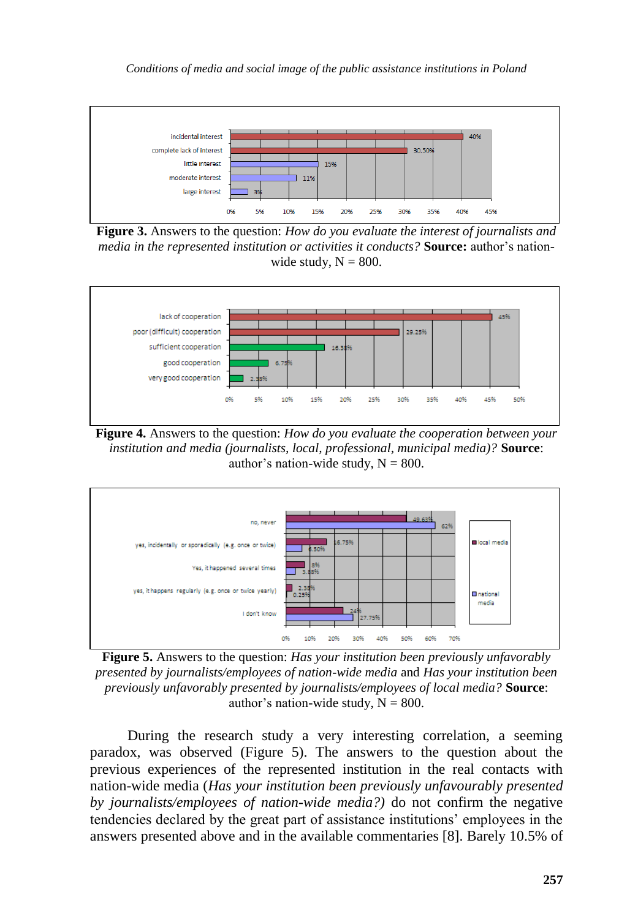**Figure 3.** Answers to the question: *How do you evaluate the interest of journalists and media in the represented institution or activities it conducts?* **Source:** author's nation-wide study, N = 800.

**Figure 4.** Answers to the question: *How do you evaluate the cooperation between your institution and media (journalists, local, professional, municipal media)?* **Source**: author's nation-wide study, N = 800.

**Figure 5.** Answers to the question: *Has your institution been previously unfavorably presented by journalists/employees of nation-wide media* and *Has your institution been previously unfavorably presented by journalists/employees of local media?* **Source**: author's nation-wide study, N = 800.

During the research study a very interesting correlation, a seeming paradox, was observed (Figure 5). The answers to the question about the previous experiences of the represented institution in the real contacts with nation-wide media (*Has your institution been previously unfavourably presented by journalists/employees of nation-wide media?)* do not confirm the negative tendencies declared by the great part of assistance institutions' employees in the answers presented above and in the available commentaries [8]. Barely 10.5% of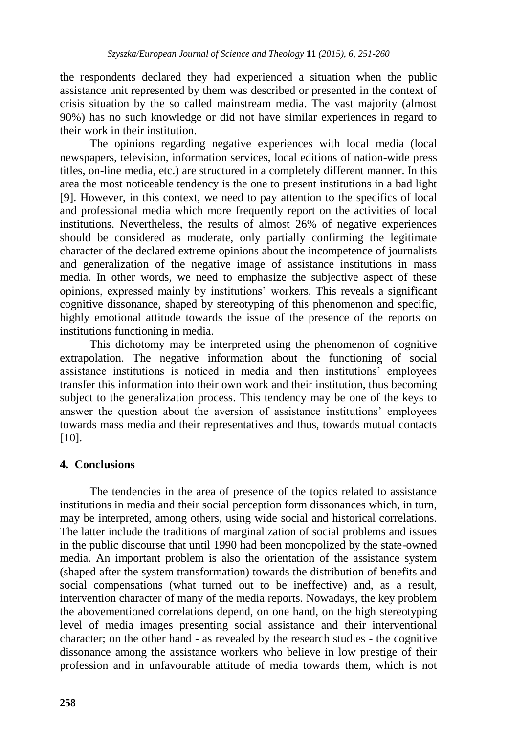the respondents declared they had experienced a situation when the public assistance unit represented by them was described or presented in the context of crisis situation by the so called mainstream media. The vast majority (almost 90%) has no such knowledge or did not have similar experiences in regard to their work in their institution.

The opinions regarding negative experiences with local media (local newspapers, television, information services, local editions of nation-wide press titles, on-line media, etc.) are structured in a completely different manner. In this area the most noticeable tendency is the one to present institutions in a bad light [9]. However, in this context, we need to pay attention to the specifics of local and professional media which more frequently report on the activities of local institutions. Nevertheless, the results of almost 26% of negative experiences should be considered as moderate, only partially confirming the legitimate character of the declared extreme opinions about the incompetence of journalists and generalization of the negative image of assistance institutions in mass media. In other words, we need to emphasize the subjective aspect of these opinions, expressed mainly by institutions' workers. This reveals a significant cognitive dissonance, shaped by stereotyping of this phenomenon and specific, highly emotional attitude towards the issue of the presence of the reports on institutions functioning in media.

This dichotomy may be interpreted using the phenomenon of cognitive extrapolation. The negative information about the functioning of social assistance institutions is noticed in media and then institutions' employees transfer this information into their own work and their institution, thus becoming subject to the generalization process. This tendency may be one of the keys to answer the question about the aversion of assistance institutions' employees towards mass media and their representatives and thus, towards mutual contacts [10].

## 4. Conclusions

The tendencies in the area of presence of the topics related to assistance institutions in media and their social perception form dissonances which, in turn, may be interpreted, among others, using wide social and historical correlations. The latter include the traditions of marginalization of social problems and issues in the public discourse that until 1990 had been monopolized by the state-owned media. An important problem is also the orientation of the assistance system (shaped after the system transformation) towards the distribution of benefits and social compensations (what turned out to be ineffective) and, as a result, intervention character of many of the media reports. Nowadays, the key problem the abovementioned correlations depend, on one hand, on the high stereotyping level of media images presenting social assistance and their interventional character; on the other hand - as revealed by the research studies - the cognitive dissonance among the assistance workers who believe in low prestige of their profession and in unfavourable attitude of media towards them, which is not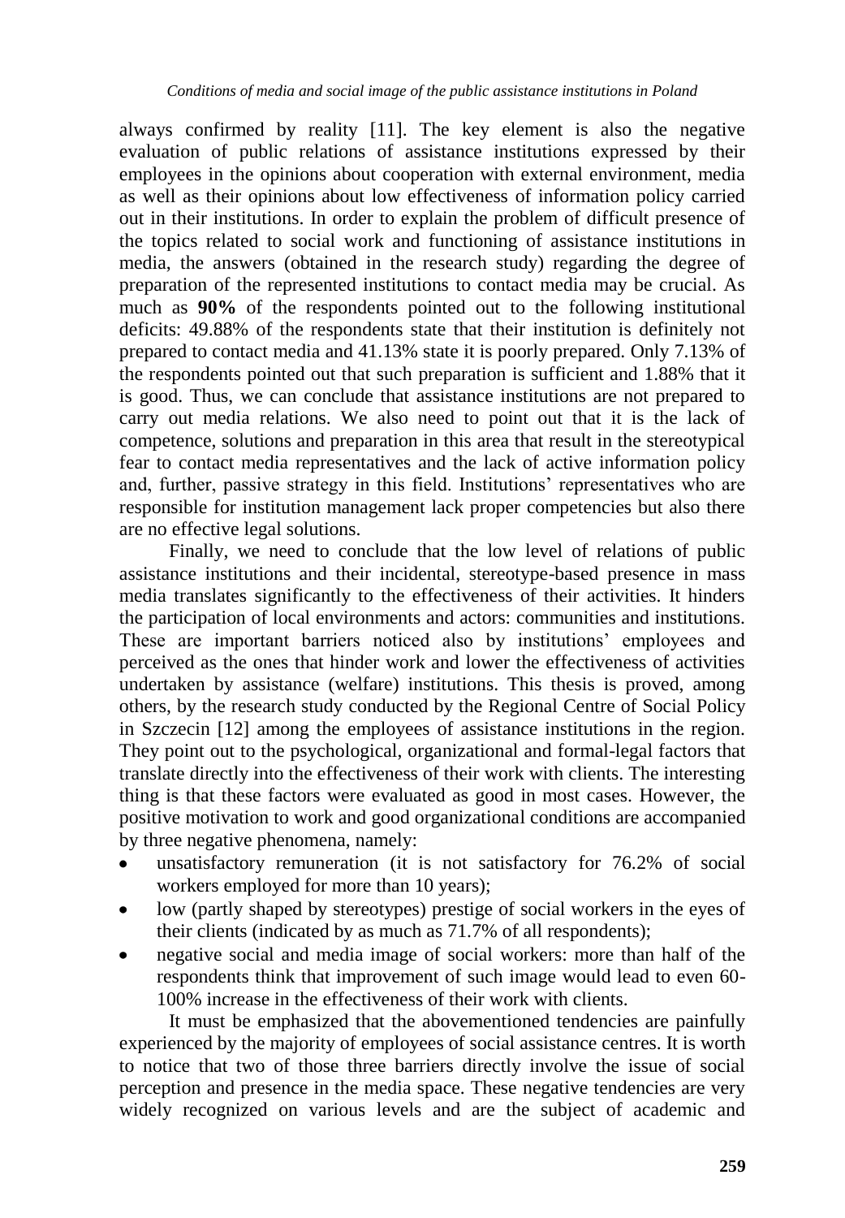always confirmed by reality [11]. The key element is also the negative evaluation of public relations of assistance institutions expressed by their employees in the opinions about cooperation with external environment, media as well as their opinions about low effectiveness of information policy carried out in their institutions. In order to explain the problem of difficult presence of the topics related to social work and functioning of assistance institutions in media, the answers (obtained in the research study) regarding the degree of preparation of the represented institutions to contact media may be crucial. As much as **90%** of the respondents pointed out to the following institutional deficits: 49.88% of the respondents state that their institution is definitely not prepared to contact media and 41.13% state it is poorly prepared. Only 7.13% of the respondents pointed out that such preparation is sufficient and 1.88% that it is good. Thus, we can conclude that assistance institutions are not prepared to carry out media relations. We also need to point out that it is the lack of competence, solutions and preparation in this area that result in the stereotypical fear to contact media representatives and the lack of active information policy and, further, passive strategy in this field. Institutions' representatives who are responsible for institution management lack proper competencies but also there are no effective legal solutions.

Finally, we need to conclude that the low level of relations of public assistance institutions and their incidental, stereotype-based presence in mass media translates significantly to the effectiveness of their activities. It hinders the participation of local environments and actors: communities and institutions. These are important barriers noticed also by institutions' employees and perceived as the ones that hinder work and lower the effectiveness of activities undertaken by assistance (welfare) institutions. This thesis is proved, among others, by the research study conducted by the Regional Centre of Social Policy in Szczecin [12] among the employees of assistance institutions in the region. They point out to the psychological, organizational and formal-legal factors that translate directly into the effectiveness of their work with clients. The interesting thing is that these factors were evaluated as good in most cases. However, the positive motivation to work and good organizational conditions are accompanied by three negative phenomena, namely:

- unsatisfactory remuneration (it is not satisfactory for 76.2% of social workers employed for more than 10 years);
- low (partly shaped by stereotypes) prestige of social workers in the eyes of their clients (indicated by as much as 71.7% of all respondents);
- negative social and media image of social workers: more than half of the respondents think that improvement of such image would lead to even 60-100% increase in the effectiveness of their work with clients.

It must be emphasized that the abovementioned tendencies are painfully experienced by the majority of employees of social assistance centres. It is worth to notice that two of those three barriers directly involve the issue of social perception and presence in the media space. These negative tendencies are very widely recognized on various levels and are the subject of academic and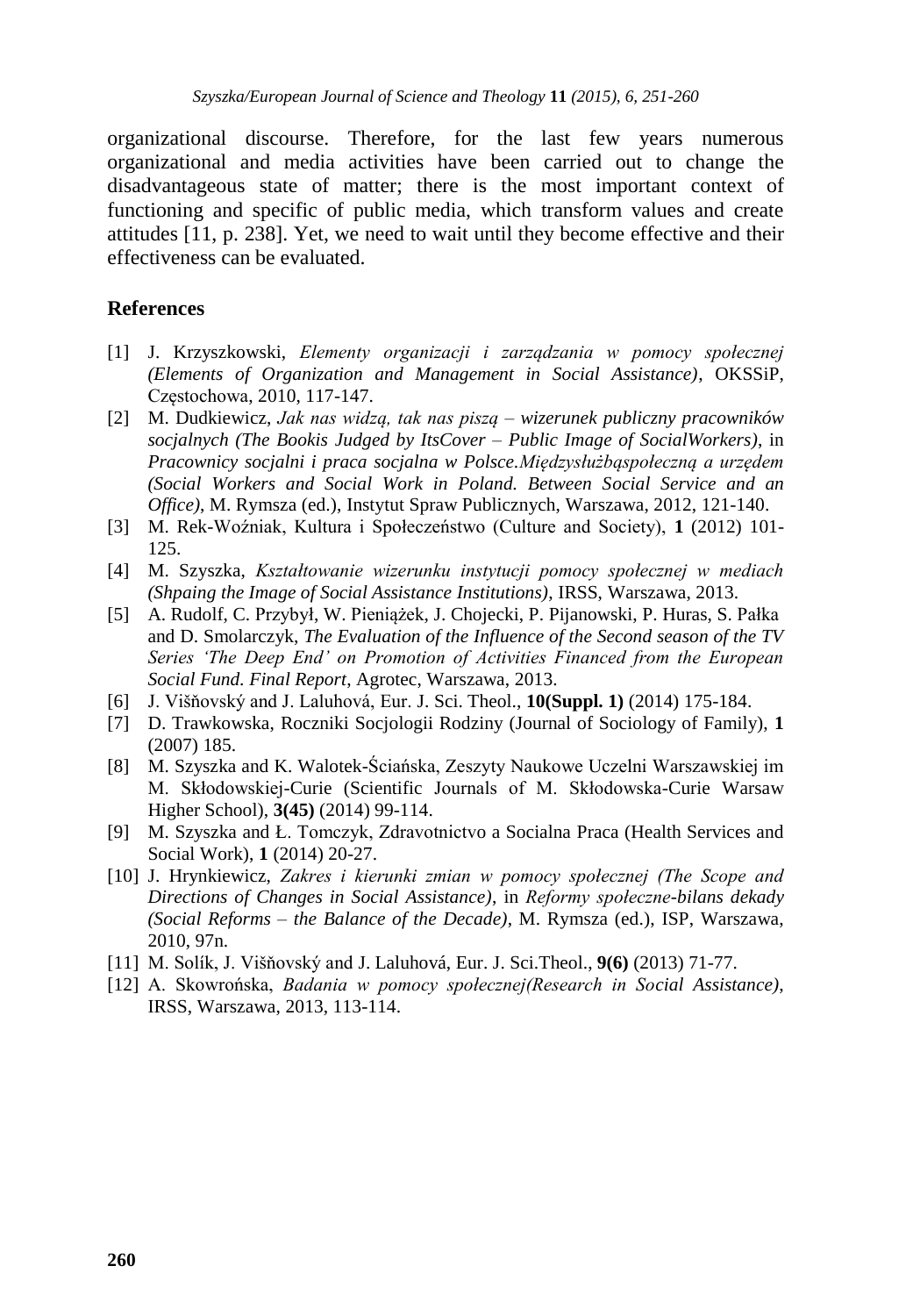organizational discourse. Therefore, for the last few years numerous organizational and media activities have been carried out to change the disadvantageous state of matter; there is the most important context of functioning and specific of public media, which transform values and create attitudes [11, p. 238]. Yet, we need to wait until they become effective and their effectiveness can be evaluated.

## References

[1] J. Krzyszkowski, *Elementy organizacji i zarządzania w pomocy społecznej (Elements of Organization and Management in Social Assistance)*, OKSSiP, Częstochowa, 2010, 117-147.

[2] M. Dudkiewicz, *Jak nas widzą, tak nas piszą – wizerunek publiczny pracowników socjalnych (The Bookis Judged by ItsCover – Public Image of SocialWorkers)*, in *Pracownicy socjalni i praca socjalna w Polsce.Międzysłużbąspołeczną a urzędem (Social Workers and Social Work in Poland. Between Social Service and an Office)*, M. Rymsza (ed.), Instytut Spraw Publicznych, Warszawa, 2012, 121-140.

[3] M. Rek-Woźniak, Kultura i Społeczeństwo (Culture and Society), **1** (2012) 101-125.

[4] M. Szyszka, *Kształtowanie wizerunku instytucji pomocy społecznej w mediach (Shpaing the Image of Social Assistance Institutions)*, IRSS, Warszawa, 2013.

[5] A. Rudolf, C. Przybył, W. Pieniążek, J. Chojecki, P. Pijanowski, P. Huras, S. Pałka and D. Smolarczyk, *The Evaluation of the Influence of the Second season of the TV Series 'The Deep End' on Promotion of Activities Financed from the European Social Fund. Final Report*, Agrotec, Warszawa, 2013.

[6] J. Višňovský and J. Laluhová, Eur. J. Sci. Theol., **10(Suppl. 1)** (2014) 175-184.

[7] D. Trawkowska, Roczniki Socjologii Rodziny (Journal of Sociology of Family), **1** (2007) 185.

[8] M. Szyszka and K. Walotek-Ściańska, Zeszyty Naukowe Uczelni Warszawskiej im M. Skłodowskiej-Curie (Scientific Journals of M. Skłodowska-Curie Warsaw Higher School), **3(45)** (2014) 99-114.

[9] M. Szyszka and Ł. Tomczyk, Zdravotnictvo a Socialna Praca (Health Services and Social Work), **1** (2014) 20-27.

[10] J. Hrynkiewicz, *Zakres i kierunki zmian w pomocy społecznej (The Scope and Directions of Changes in Social Assistance)*, in *Reformy społeczne-bilans dekady (Social Reforms – the Balance of the Decade)*, M. Rymsza (ed.), ISP, Warszawa, 2010, 97n.

[11] M. Solík, J. Višňovský and J. Laluhová, Eur. J. Sci.Theol., **9(6)** (2013) 71-77.

[12] A. Skowrońska, *Badania w pomocy społecznej(Research in Social Assistance)*, IRSS, Warszawa, 2013, 113-114.